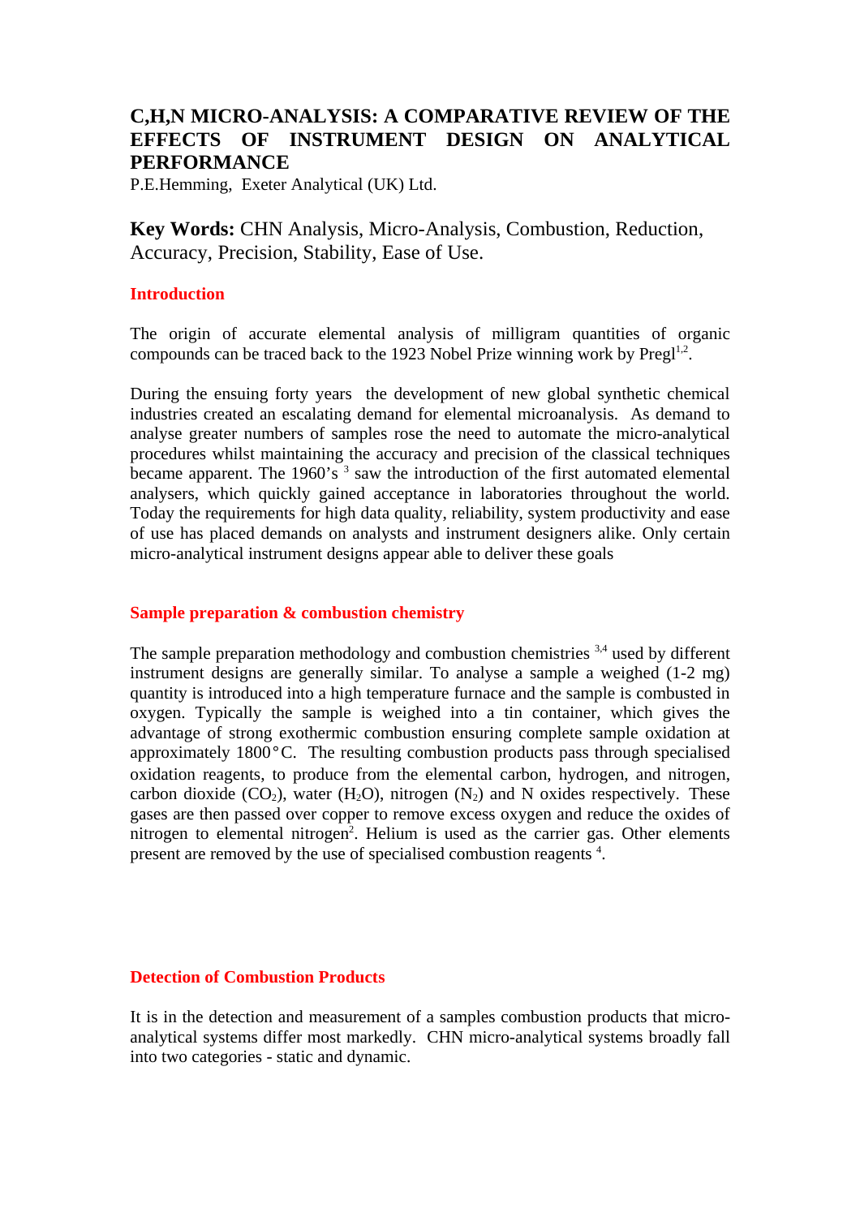# C,H,N MICRO-ANALYSIS: A COMPARATIVE REVIEW OF THE EFFECTS OF INSTRUMENT DESIGN ON ANALYTICAL PERFORMANCE

P.E.Hemming, Exeter Analytical (UK) Ltd.

**Key Words:** CHN Analysis, Micro-Analysis, Combustion, Reduction, Accuracy, Precision, Stability, Ease of Use.

## Introduction

The origin of accurate elemental analysis of milligram quantities of organic compounds can be traced back to the 1923 Nobel Prize winning work by Pregl[1,2].

During the ensuing forty years the development of new global synthetic chemical industries created an escalating demand for elemental microanalysis. As demand to analyse greater numbers of samples rose the need to automate the micro-analytical procedures whilst maintaining the accuracy and precision of the classical techniques became apparent. The 1960's [3] saw the introduction of the first automated elemental analysers, which quickly gained acceptance in laboratories throughout the world. Today the requirements for high data quality, reliability, system productivity and ease of use has placed demands on analysts and instrument designers alike. Only certain micro-analytical instrument designs appear able to deliver these goals

## Sample preparation & combustion chemistry

The sample preparation methodology and combustion chemistries [3,4] used by different instrument designs are generally similar. To analyse a sample a weighed (1-2 mg) quantity is introduced into a high temperature furnace and the sample is combusted in oxygen. Typically the sample is weighed into a tin container, which gives the advantage of strong exothermic combustion ensuring complete sample oxidation at approximately 1800°C. The resulting combustion products pass through specialised oxidation reagents, to produce from the elemental carbon, hydrogen, and nitrogen, carbon dioxide ($CO_2$), water ($H_2O$), nitrogen ($N_2$) and N oxides respectively. These gases are then passed over copper to remove excess oxygen and reduce the oxides of nitrogen to elemental nitrogen[2]. Helium is used as the carrier gas. Other elements present are removed by the use of specialised combustion reagents [4].

## Detection of Combustion Products

It is in the detection and measurement of a samples combustion products that micro-analytical systems differ most markedly. CHN micro-analytical systems broadly fall into two categories - static and dynamic.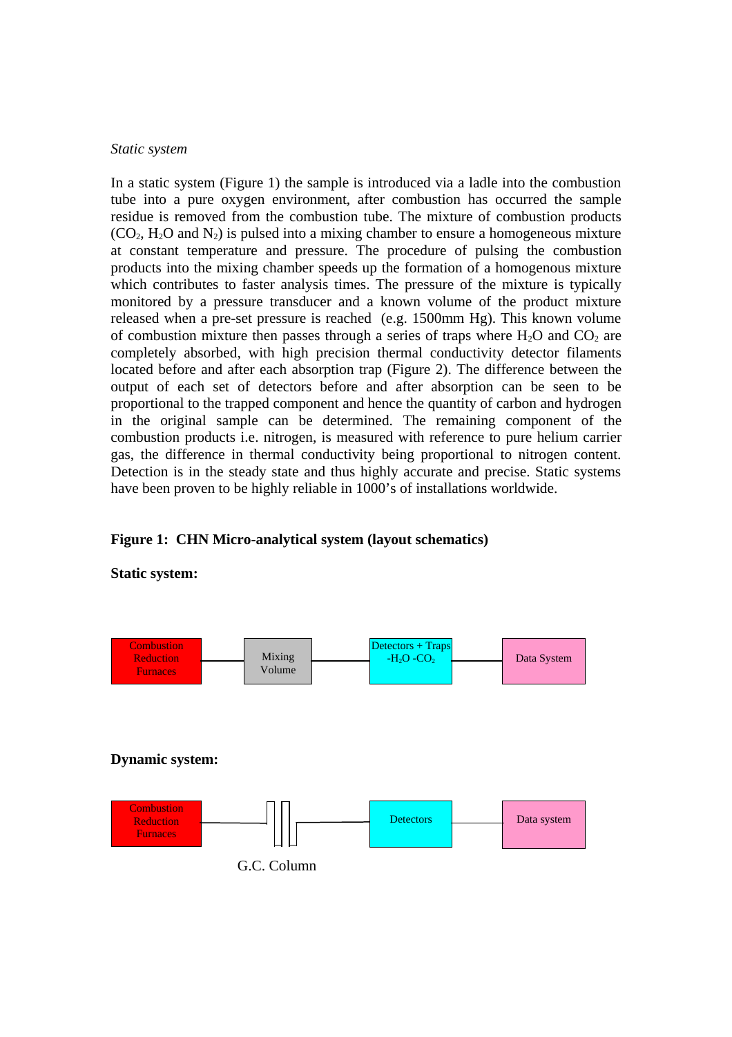*Static system*

In a static system (Figure 1) the sample is introduced via a ladle into the combustion tube into a pure oxygen environment, after combustion has occurred the sample residue is removed from the combustion tube. The mixture of combustion products ($CO_2$, $H_2O$ and $N_2$) is pulsed into a mixing chamber to ensure a homogeneous mixture at constant temperature and pressure. The procedure of pulsing the combustion products into the mixing chamber speeds up the formation of a homogenous mixture which contributes to faster analysis times. The pressure of the mixture is typically monitored by a pressure transducer and a known volume of the product mixture released when a pre-set pressure is reached (e.g. 1500mm Hg). This known volume of combustion mixture then passes through a series of traps where $H_2O$ and $CO_2$ are completely absorbed, with high precision thermal conductivity detector filaments located before and after each absorption trap (Figure 2). The difference between the output of each set of detectors before and after absorption can be seen to be proportional to the trapped component and hence the quantity of carbon and hydrogen in the original sample can be determined. The remaining component of the combustion products i.e. nitrogen, is measured with reference to pure helium carrier gas, the difference in thermal conductivity being proportional to nitrogen content. Detection is in the steady state and thus highly accurate and precise. Static systems have been proven to be highly reliable in 1000's of installations worldwide.

**Figure 1: CHN Micro-analytical system (layout schematics)**

**Static system:**

Combustion Reduction Furnaces — Mixing Volume — Detectors + Traps -$H_2O$ -$CO_2$ — Data System

**Dynamic system:**

Combustion Reduction Furnaces — G.C. Column — Detectors — Data system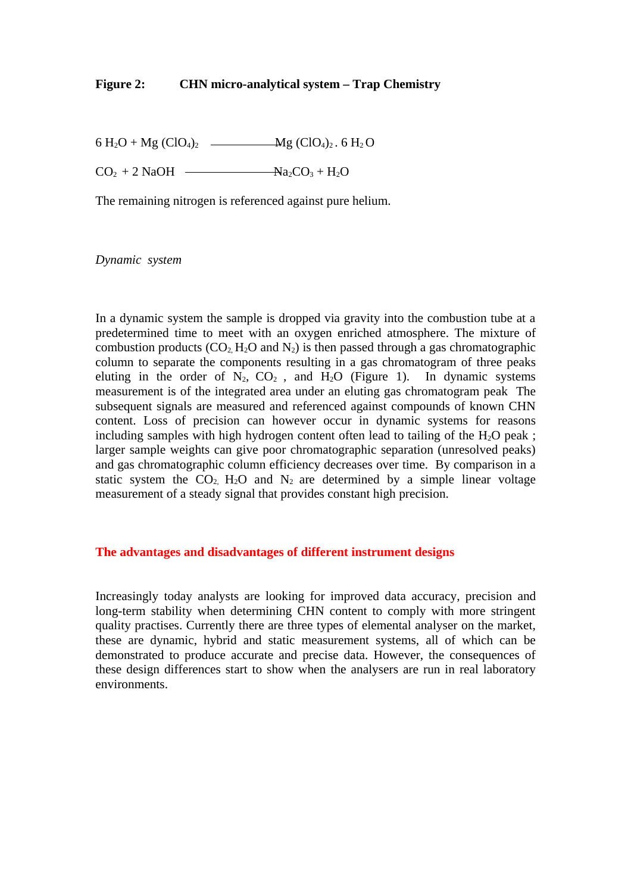**Figure 2: CHN micro-analytical system – Trap Chemistry**

$$6\ H_2O + Mg\ (ClO_4)_2 \longrightarrow Mg\ (ClO_4)_2 \,.\, 6\ H_2O$$

$$CO_2 + 2\ NaOH \longrightarrow Na_2CO_3 + H_2O$$

The remaining nitrogen is referenced against pure helium.

*Dynamic system*

In a dynamic system the sample is dropped via gravity into the combustion tube at a predetermined time to meet with an oxygen enriched atmosphere. The mixture of combustion products ($CO_2$, $H_2O$ and $N_2$) is then passed through a gas chromatographic column to separate the components resulting in a gas chromatogram of three peaks eluting in the order of $N_2$, $CO_2$ , and $H_2O$ (Figure 1). In dynamic systems measurement is of the integrated area under an eluting gas chromatogram peak The subsequent signals are measured and referenced against compounds of known CHN content. Loss of precision can however occur in dynamic systems for reasons including samples with high hydrogen content often lead to tailing of the $H_2O$ peak ; larger sample weights can give poor chromatographic separation (unresolved peaks) and gas chromatographic column efficiency decreases over time. By comparison in a static system the $CO_2$, $H_2O$ and $N_2$ are determined by a simple linear voltage measurement of a steady signal that provides constant high precision.

## The advantages and disadvantages of different instrument designs

Increasingly today analysts are looking for improved data accuracy, precision and long-term stability when determining CHN content to comply with more stringent quality practises. Currently there are three types of elemental analyser on the market, these are dynamic, hybrid and static measurement systems, all of which can be demonstrated to produce accurate and precise data. However, the consequences of these design differences start to show when the analysers are run in real laboratory environments.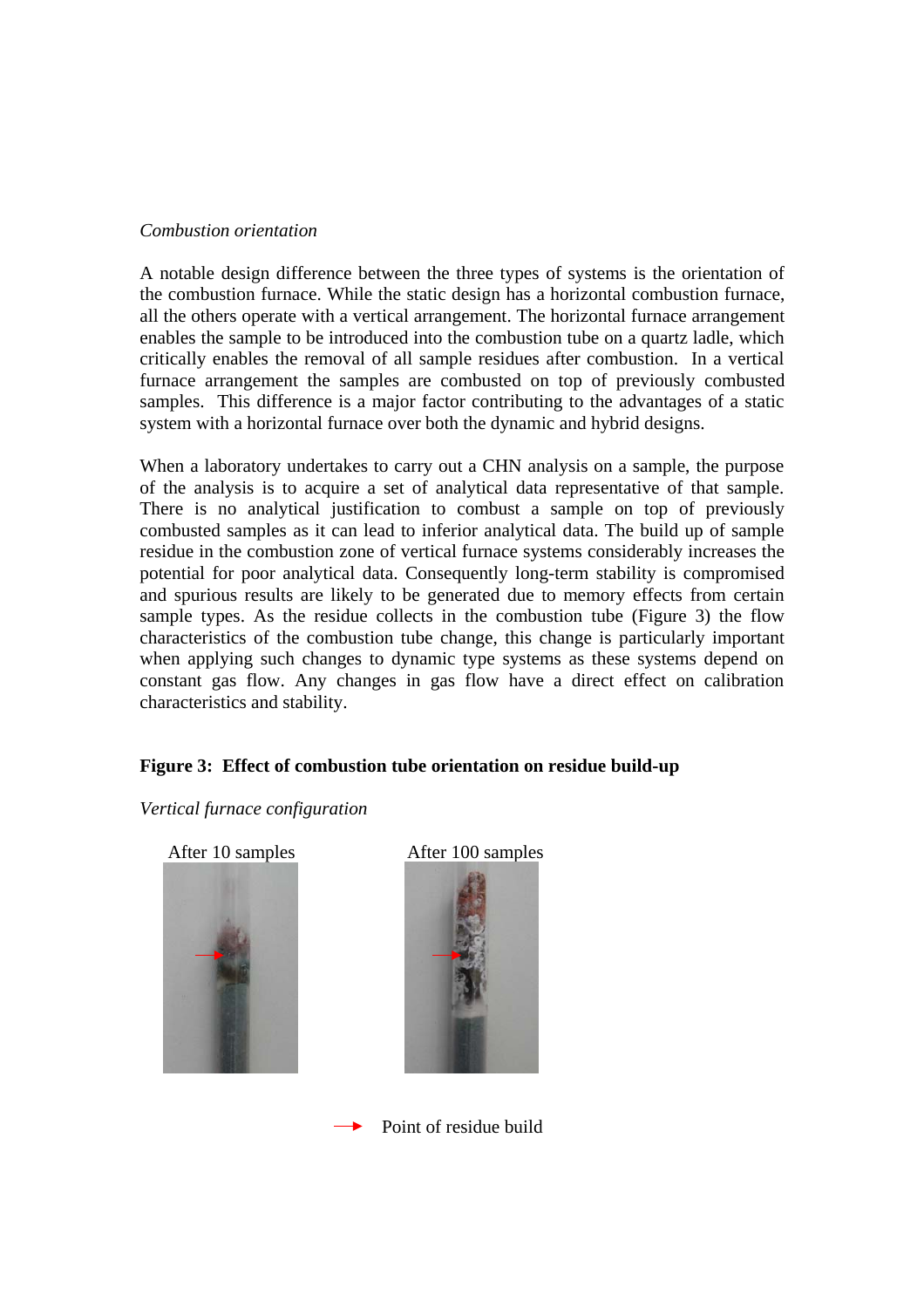*Combustion orientation*

A notable design difference between the three types of systems is the orientation of the combustion furnace. While the static design has a horizontal combustion furnace, all the others operate with a vertical arrangement. The horizontal furnace arrangement enables the sample to be introduced into the combustion tube on a quartz ladle, which critically enables the removal of all sample residues after combustion. In a vertical furnace arrangement the samples are combusted on top of previously combusted samples. This difference is a major factor contributing to the advantages of a static system with a horizontal furnace over both the dynamic and hybrid designs.

When a laboratory undertakes to carry out a CHN analysis on a sample, the purpose of the analysis is to acquire a set of analytical data representative of that sample. There is no analytical justification to combust a sample on top of previously combusted samples as it can lead to inferior analytical data. The build up of sample residue in the combustion zone of vertical furnace systems considerably increases the potential for poor analytical data. Consequently long-term stability is compromised and spurious results are likely to be generated due to memory effects from certain sample types. As the residue collects in the combustion tube (Figure 3) the flow characteristics of the combustion tube change, this change is particularly important when applying such changes to dynamic type systems as these systems depend on constant gas flow. Any changes in gas flow have a direct effect on calibration characteristics and stability.

**Figure 3: Effect of combustion tube orientation on residue build-up**

*Vertical furnace configuration*

After 10 samples

After 100 samples

Point of residue build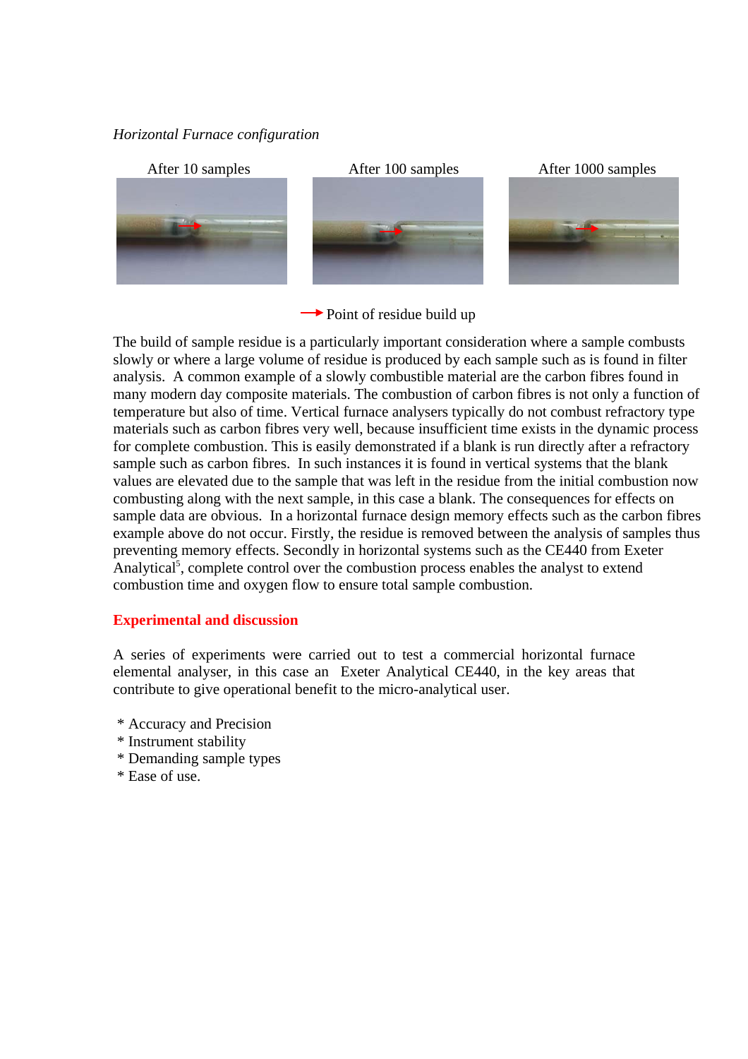*Horizontal Furnace configuration*

After 10 samples | After 100 samples | After 1000 samples

→ Point of residue build up

The build of sample residue is a particularly important consideration where a sample combusts slowly or where a large volume of residue is produced by each sample such as is found in filter analysis. A common example of a slowly combustible material are the carbon fibres found in many modern day composite materials. The combustion of carbon fibres is not only a function of temperature but also of time. Vertical furnace analysers typically do not combust refractory type materials such as carbon fibres very well, because insufficient time exists in the dynamic process for complete combustion. This is easily demonstrated if a blank is run directly after a refractory sample such as carbon fibres. In such instances it is found in vertical systems that the blank values are elevated due to the sample that was left in the residue from the initial combustion now combusting along with the next sample, in this case a blank. The consequences for effects on sample data are obvious. In a horizontal furnace design memory effects such as the carbon fibres example above do not occur. Firstly, the residue is removed between the analysis of samples thus preventing memory effects. Secondly in horizontal systems such as the CE440 from Exeter Analytical[5], complete control over the combustion process enables the analyst to extend combustion time and oxygen flow to ensure total sample combustion.

## Experimental and discussion

A series of experiments were carried out to test a commercial horizontal furnace elemental analyser, in this case an Exeter Analytical CE440, in the key areas that contribute to give operational benefit to the micro-analytical user.

* Accuracy and Precision
* Instrument stability
* Demanding sample types
* Ease of use.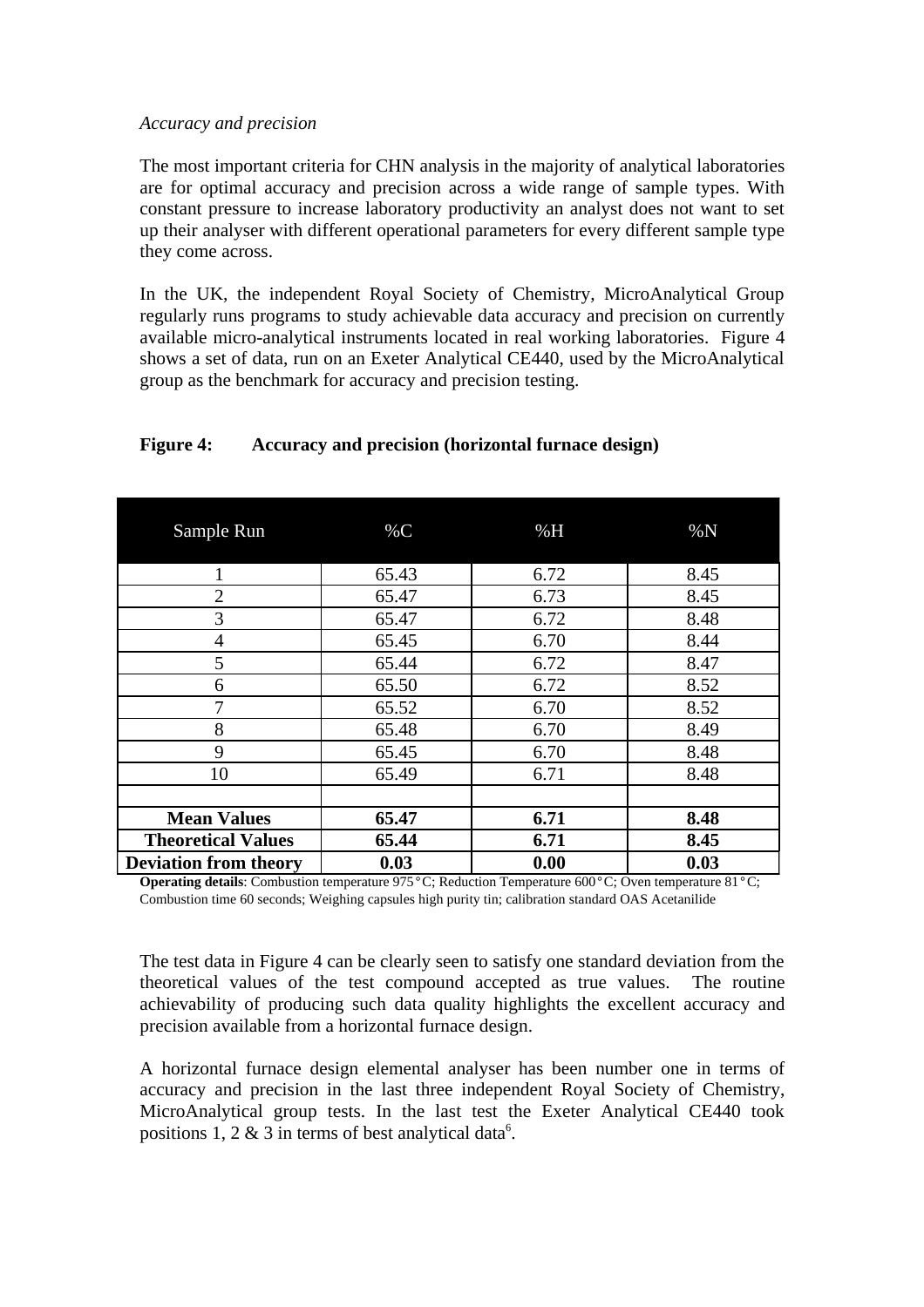*Accuracy and precision*

The most important criteria for CHN analysis in the majority of analytical laboratories are for optimal accuracy and precision across a wide range of sample types. With constant pressure to increase laboratory productivity an analyst does not want to set up their analyser with different operational parameters for every different sample type they come across.

In the UK, the independent Royal Society of Chemistry, MicroAnalytical Group regularly runs programs to study achievable data accuracy and precision on currently available micro-analytical instruments located in real working laboratories. Figure 4 shows a set of data, run on an Exeter Analytical CE440, used by the MicroAnalytical group as the benchmark for accuracy and precision testing.

**Figure 4: Accuracy and precision (horizontal furnace design)**

| Sample Run | %C | %H | %N |
|---|---|---|---|
| 1 | 65.43 | 6.72 | 8.45 |
| 2 | 65.47 | 6.73 | 8.45 |
| 3 | 65.47 | 6.72 | 8.48 |
| 4 | 65.45 | 6.70 | 8.44 |
| 5 | 65.44 | 6.72 | 8.47 |
| 6 | 65.50 | 6.72 | 8.52 |
| 7 | 65.52 | 6.70 | 8.52 |
| 8 | 65.48 | 6.70 | 8.49 |
| 9 | 65.45 | 6.70 | 8.48 |
| 10 | 65.49 | 6.71 | 8.48 |
| | | | |
| **Mean Values** | **65.47** | **6.71** | **8.48** |
| **Theoretical Values** | **65.44** | **6.71** | **8.45** |
| **Deviation from theory** | **0.03** | **0.00** | **0.03** |

**Operating details**: Combustion temperature 975°C; Reduction Temperature 600°C; Oven temperature 81°C; Combustion time 60 seconds; Weighing capsules high purity tin; calibration standard OAS Acetanilide

The test data in Figure 4 can be clearly seen to satisfy one standard deviation from the theoretical values of the test compound accepted as true values. The routine achievability of producing such data quality highlights the excellent accuracy and precision available from a horizontal furnace design.

A horizontal furnace design elemental analyser has been number one in terms of accuracy and precision in the last three independent Royal Society of Chemistry, MicroAnalytical group tests. In the last test the Exeter Analytical CE440 took positions 1, 2 & 3 in terms of best analytical data[6].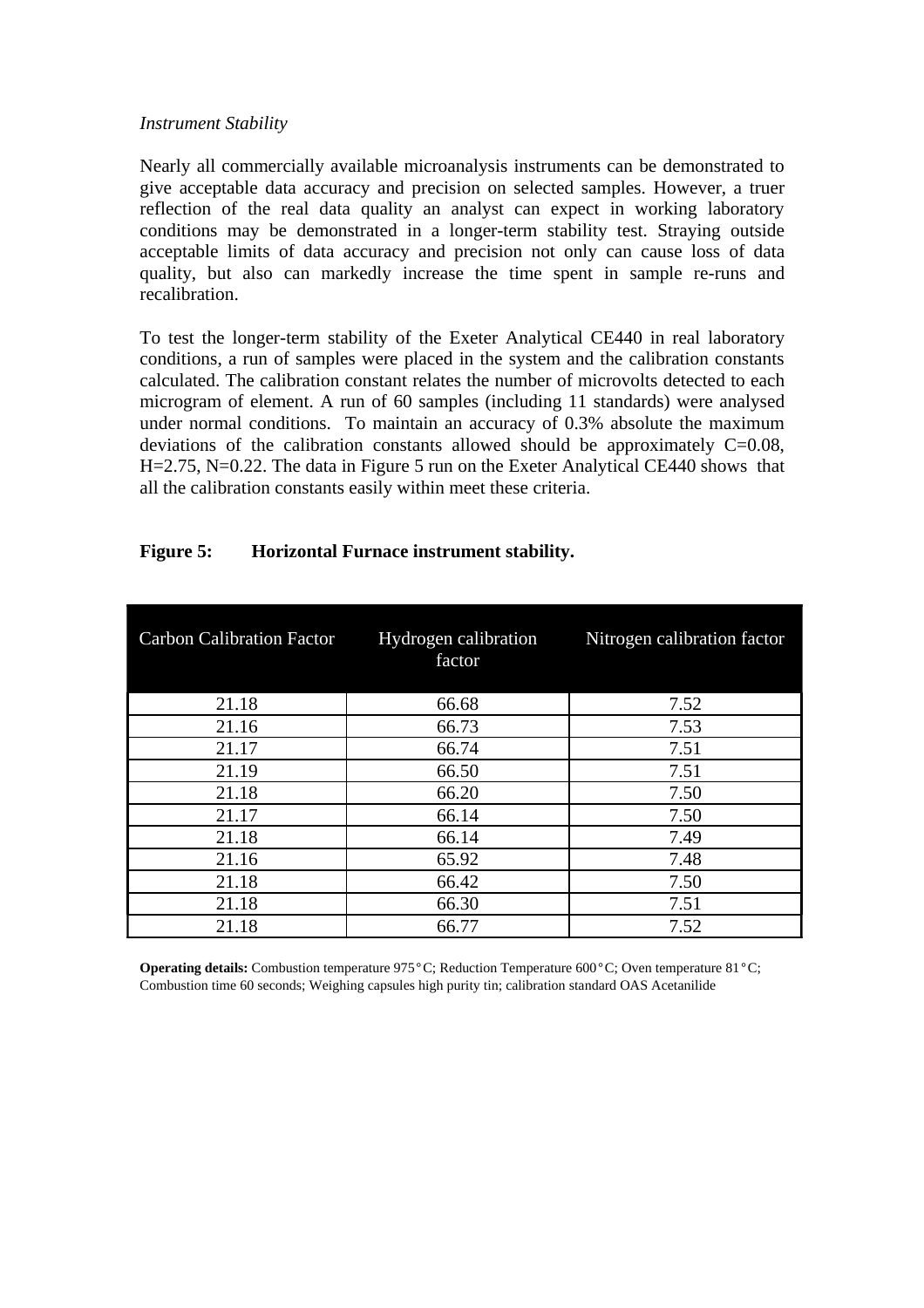*Instrument Stability*

Nearly all commercially available microanalysis instruments can be demonstrated to give acceptable data accuracy and precision on selected samples. However, a truer reflection of the real data quality an analyst can expect in working laboratory conditions may be demonstrated in a longer-term stability test. Straying outside acceptable limits of data accuracy and precision not only can cause loss of data quality, but also can markedly increase the time spent in sample re-runs and recalibration.

To test the longer-term stability of the Exeter Analytical CE440 in real laboratory conditions, a run of samples were placed in the system and the calibration constants calculated. The calibration constant relates the number of microvolts detected to each microgram of element. A run of 60 samples (including 11 standards) were analysed under normal conditions. To maintain an accuracy of 0.3% absolute the maximum deviations of the calibration constants allowed should be approximately C=0.08, H=2.75, N=0.22. The data in Figure 5 run on the Exeter Analytical CE440 shows that all the calibration constants easily within meet these criteria.

**Figure 5: Horizontal Furnace instrument stability.**

| Carbon Calibration Factor | Hydrogen calibration factor | Nitrogen calibration factor |
|---|---|---|
| 21.18 | 66.68 | 7.52 |
| 21.16 | 66.73 | 7.53 |
| 21.17 | 66.74 | 7.51 |
| 21.19 | 66.50 | 7.51 |
| 21.18 | 66.20 | 7.50 |
| 21.17 | 66.14 | 7.50 |
| 21.18 | 66.14 | 7.49 |
| 21.16 | 65.92 | 7.48 |
| 21.18 | 66.42 | 7.50 |
| 21.18 | 66.30 | 7.51 |
| 21.18 | 66.77 | 7.52 |

**Operating details:** Combustion temperature 975°C; Reduction Temperature 600°C; Oven temperature 81°C; Combustion time 60 seconds; Weighing capsules high purity tin; calibration standard OAS Acetanilide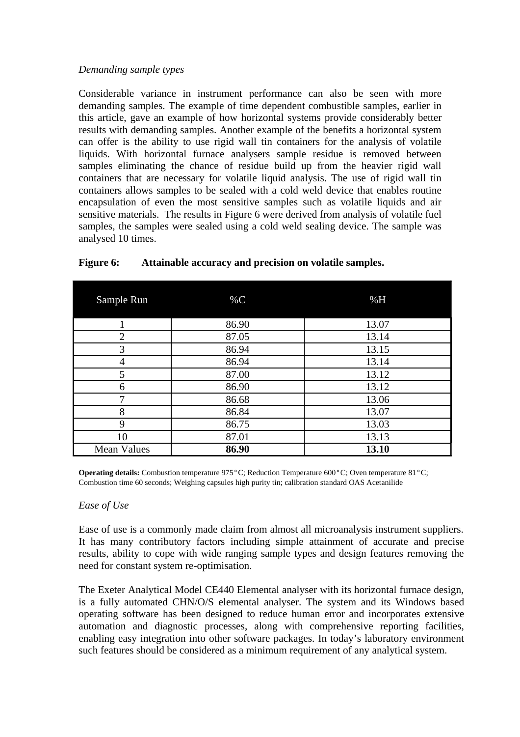*Demanding sample types*

Considerable variance in instrument performance can also be seen with more demanding samples. The example of time dependent combustible samples, earlier in this article, gave an example of how horizontal systems provide considerably better results with demanding samples. Another example of the benefits a horizontal system can offer is the ability to use rigid wall tin containers for the analysis of volatile liquids. With horizontal furnace analysers sample residue is removed between samples eliminating the chance of residue build up from the heavier rigid wall containers that are necessary for volatile liquid analysis. The use of rigid wall tin containers allows samples to be sealed with a cold weld device that enables routine encapsulation of even the most sensitive samples such as volatile liquids and air sensitive materials. The results in Figure 6 were derived from analysis of volatile fuel samples, the samples were sealed using a cold weld sealing device. The sample was analysed 10 times.

**Figure 6: Attainable accuracy and precision on volatile samples.**

| Sample Run | %C | %H |
|---|---|---|
| 1 | 86.90 | 13.07 |
| 2 | 87.05 | 13.14 |
| 3 | 86.94 | 13.15 |
| 4 | 86.94 | 13.14 |
| 5 | 87.00 | 13.12 |
| 6 | 86.90 | 13.12 |
| 7 | 86.68 | 13.06 |
| 8 | 86.84 | 13.07 |
| 9 | 86.75 | 13.03 |
| 10 | 87.01 | 13.13 |
| Mean Values | **86.90** | **13.10** |

**Operating details:** Combustion temperature 975°C; Reduction Temperature 600°C; Oven temperature 81°C; Combustion time 60 seconds; Weighing capsules high purity tin; calibration standard OAS Acetanilide

*Ease of Use*

Ease of use is a commonly made claim from almost all microanalysis instrument suppliers. It has many contributory factors including simple attainment of accurate and precise results, ability to cope with wide ranging sample types and design features removing the need for constant system re-optimisation.

The Exeter Analytical Model CE440 Elemental analyser with its horizontal furnace design, is a fully automated CHN/O/S elemental analyser. The system and its Windows based operating software has been designed to reduce human error and incorporates extensive automation and diagnostic processes, along with comprehensive reporting facilities, enabling easy integration into other software packages. In today's laboratory environment such features should be considered as a minimum requirement of any analytical system.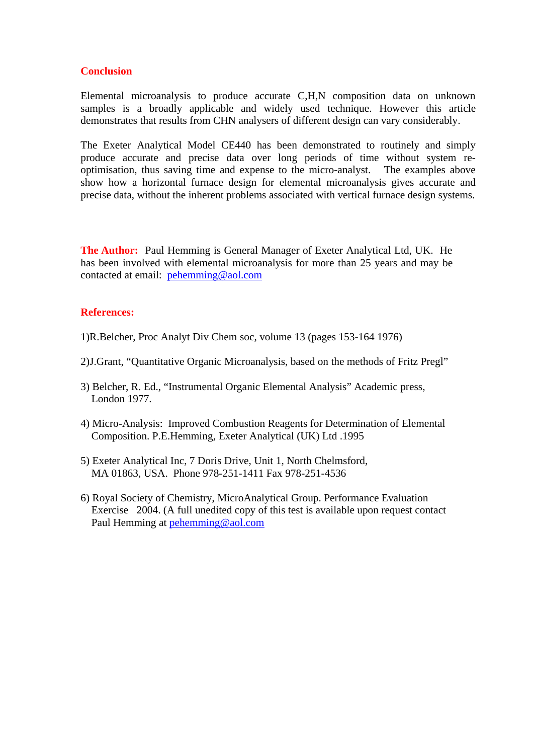## Conclusion

Elemental microanalysis to produce accurate C,H,N composition data on unknown samples is a broadly applicable and widely used technique. However this article demonstrates that results from CHN analysers of different design can vary considerably.

The Exeter Analytical Model CE440 has been demonstrated to routinely and simply produce accurate and precise data over long periods of time without system re-optimisation, thus saving time and expense to the micro-analyst. The examples above show how a horizontal furnace design for elemental microanalysis gives accurate and precise data, without the inherent problems associated with vertical furnace design systems.

**The Author:** Paul Hemming is General Manager of Exeter Analytical Ltd, UK. He has been involved with elemental microanalysis for more than 25 years and may be contacted at email: pehemming@aol.com

## References:

1)R.Belcher, Proc Analyt Div Chem soc, volume 13 (pages 153-164 1976)

2)J.Grant, "Quantitative Organic Microanalysis, based on the methods of Fritz Pregl"

3) Belcher, R. Ed., "Instrumental Organic Elemental Analysis" Academic press, London 1977.

4) Micro-Analysis: Improved Combustion Reagents for Determination of Elemental Composition. P.E.Hemming, Exeter Analytical (UK) Ltd .1995

5) Exeter Analytical Inc, 7 Doris Drive, Unit 1, North Chelmsford, MA 01863, USA. Phone 978-251-1411 Fax 978-251-4536

6) Royal Society of Chemistry, MicroAnalytical Group. Performance Evaluation Exercise 2004. (A full unedited copy of this test is available upon request contact Paul Hemming at pehemming@aol.com